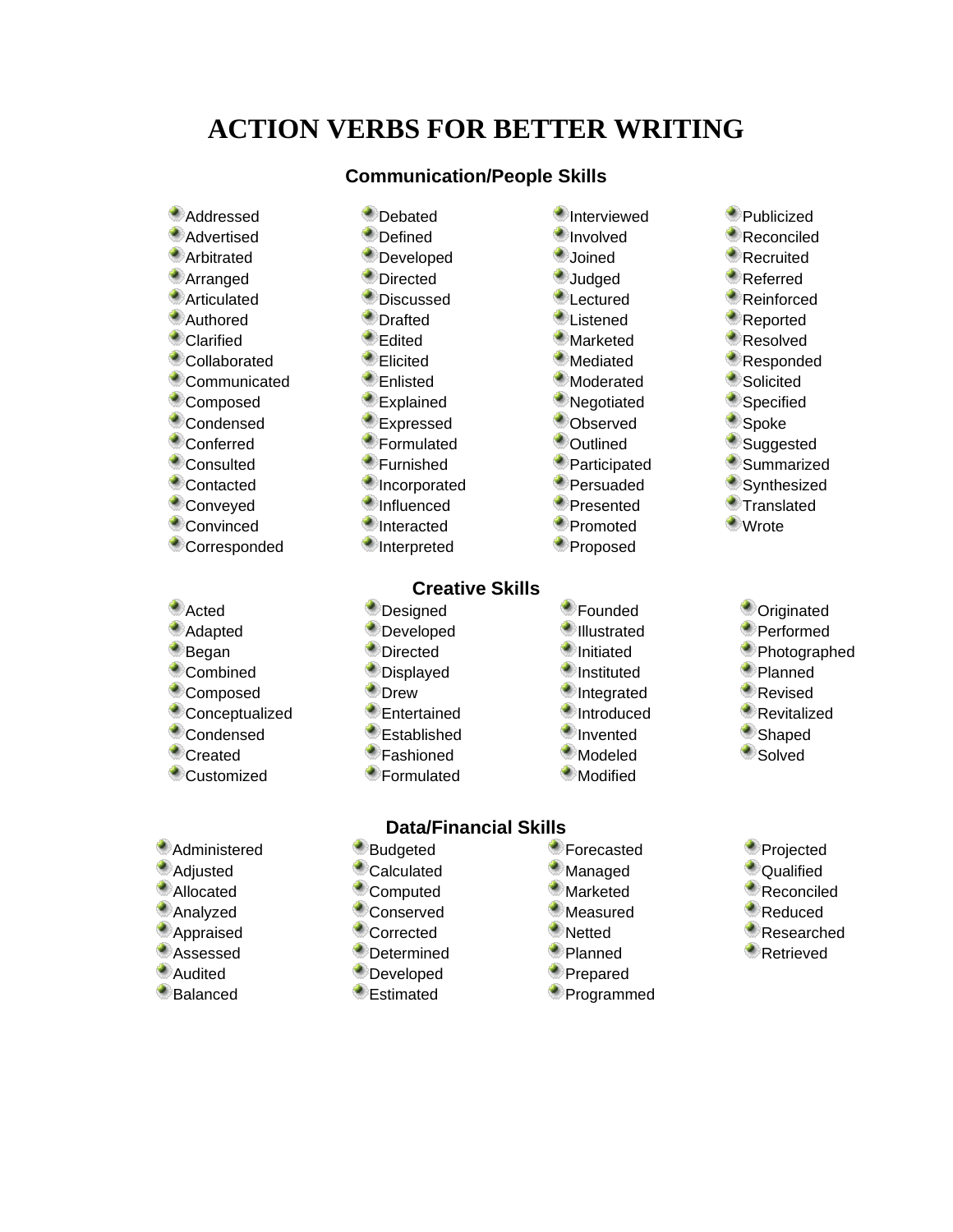# ACTION VERBS FOR BETTER WRITING

## Communication/People Skills

- Addressed
- Advertised
- Arbitrated
- Arranged
- Articulated
- Authored
- Clarified
- Collaborated
- Communicated
- Composed
- Condensed
- Conferred
- Consulted
- Contacted
- Conveyed
- Convinced
- Corresponded
- Debated
- Defined
- Developed
- Directed
- Discussed
- Drafted
- Edited
- Elicited
- Enlisted
- Explained
- Expressed
- Formulated
- Furnished
- Incorporated
- Influenced
- Interacted
- Interpreted
- Interviewed
- Involved
- Joined
- Judged
- Lectured
- Listened
- Marketed
- Mediated
- Moderated
- Negotiated
- Observed
- Outlined
- Participated
- Persuaded
- Presented
- Promoted
- Proposed
- Publicized
- Reconciled
- Recruited
- Referred
- Reinforced
- Reported
- Resolved
- Responded
- Solicited
- Specified
- Spoke
- Suggested
- Summarized
- Synthesized
- Translated
- Wrote

## Creative Skills

- Acted
- Adapted
- Began
- Combined
- Composed
- Conceptualized
- Condensed
- Created
- Customized
- Designed
- Developed
- Directed
- Displayed
- Drew
- Entertained
- Established
- Fashioned
- Formulated
- Founded
- Illustrated
- Initiated
- Instituted
- Integrated
- Introduced
- Invented
- Modeled
- Modified
- Originated
- Performed
- Photographed
- Planned
- Revised
- Revitalized
- Shaped
- Solved

## Data/Financial Skills

- Administered
- Adjusted
- Allocated
- Analyzed
- Appraised
- Assessed
- Audited
- Balanced
- Budgeted
- Calculated
- Computed
- Conserved
- Corrected
- Determined
- Developed
- Estimated
- Forecasted
- Managed
- Marketed
- Measured
- Netted
- Planned
- Prepared
- Programmed
- Projected
- Qualified
- Reconciled
- Reduced
- Researched
- Retrieved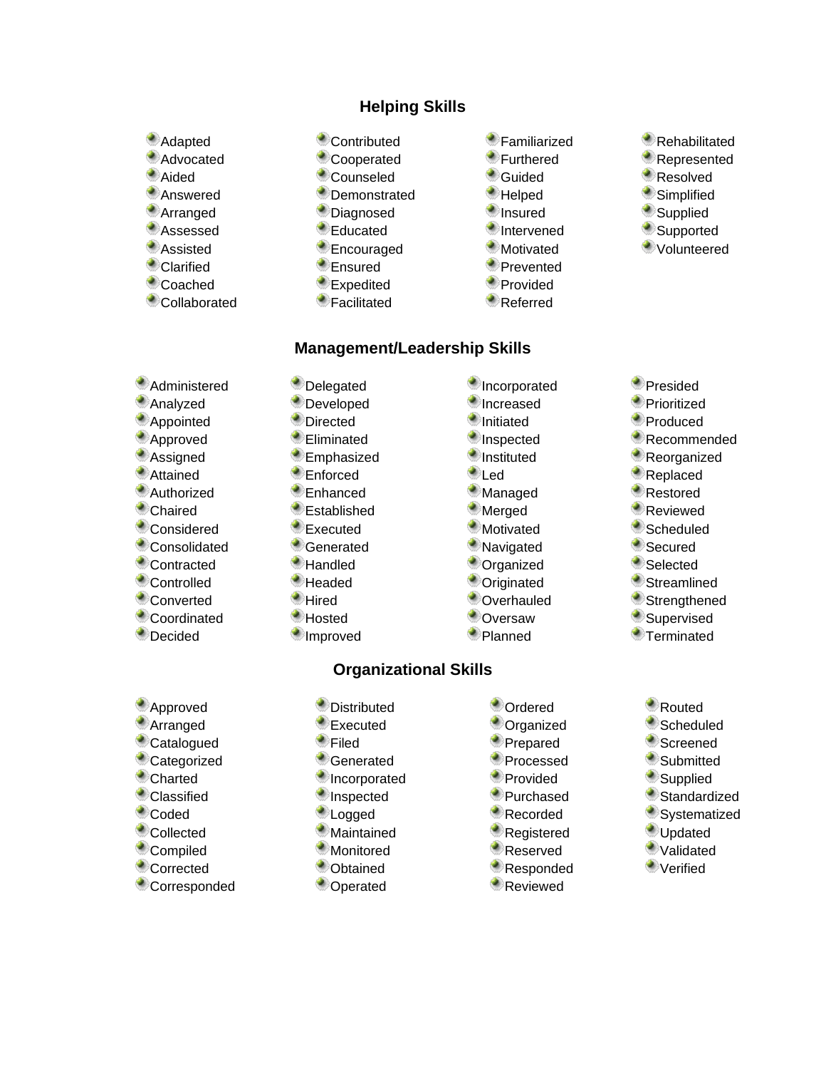## Helping Skills

- Adapted
- Advocated
- Aided
- Answered
- Arranged
- Assessed
- Assisted
- Clarified
- Coached
- Collaborated
- Contributed
- Cooperated
- Counseled
- Demonstrated
- Diagnosed
- Educated
- Encouraged
- Ensured
- Expedited
- Facilitated
- Familiarized
- Furthered
- Guided
- Helped
- Insured
- Intervened
- Motivated
- Prevented
- Provided
- Referred
- Rehabilitated
- Represented
- Resolved
- Simplified
- Supplied
- Supported
- Volunteered

## Management/Leadership Skills

- Administered
- Analyzed
- Appointed
- Approved
- Assigned
- Attained
- Authorized
- Chaired
- Considered
- Consolidated
- Contracted
- Controlled
- Converted
- Coordinated
- Decided
- Delegated
- Developed
- Directed
- Eliminated
- Emphasized
- Enforced
- Enhanced
- Established
- Executed
- Generated
- Handled
- Headed
- Hired
- Hosted
- Improved
- Incorporated
- Increased
- Initiated
- Inspected
- Instituted
- Led
- Managed
- Merged
- Motivated
- Navigated
- Organized
- Originated
- Overhauled
- Oversaw
- Planned
- Presided
- Prioritized
- Produced
- Recommended
- Reorganized
- Replaced
- Restored
- Reviewed
- Scheduled
- Secured
- Selected
- Streamlined
- Strengthened
- Supervised
- Terminated

## Organizational Skills

- Approved
- Arranged
- Catalogued
- Categorized
- Charted
- Classified
- Coded
- Collected
- Compiled
- Corrected
- Corresponded
- Distributed
- Executed
- Filed
- Generated
- Incorporated
- Inspected
- Logged
- Maintained
- Monitored
- Obtained
- Operated
- Ordered
- Organized
- Prepared
- Processed
- Provided
- Purchased
- Recorded
- Registered
- Reserved
- Responded
- Reviewed
- Routed
- Scheduled
- Screened
- Submitted
- Supplied
- Standardized
- Systematized
- Updated
- Validated
- Verified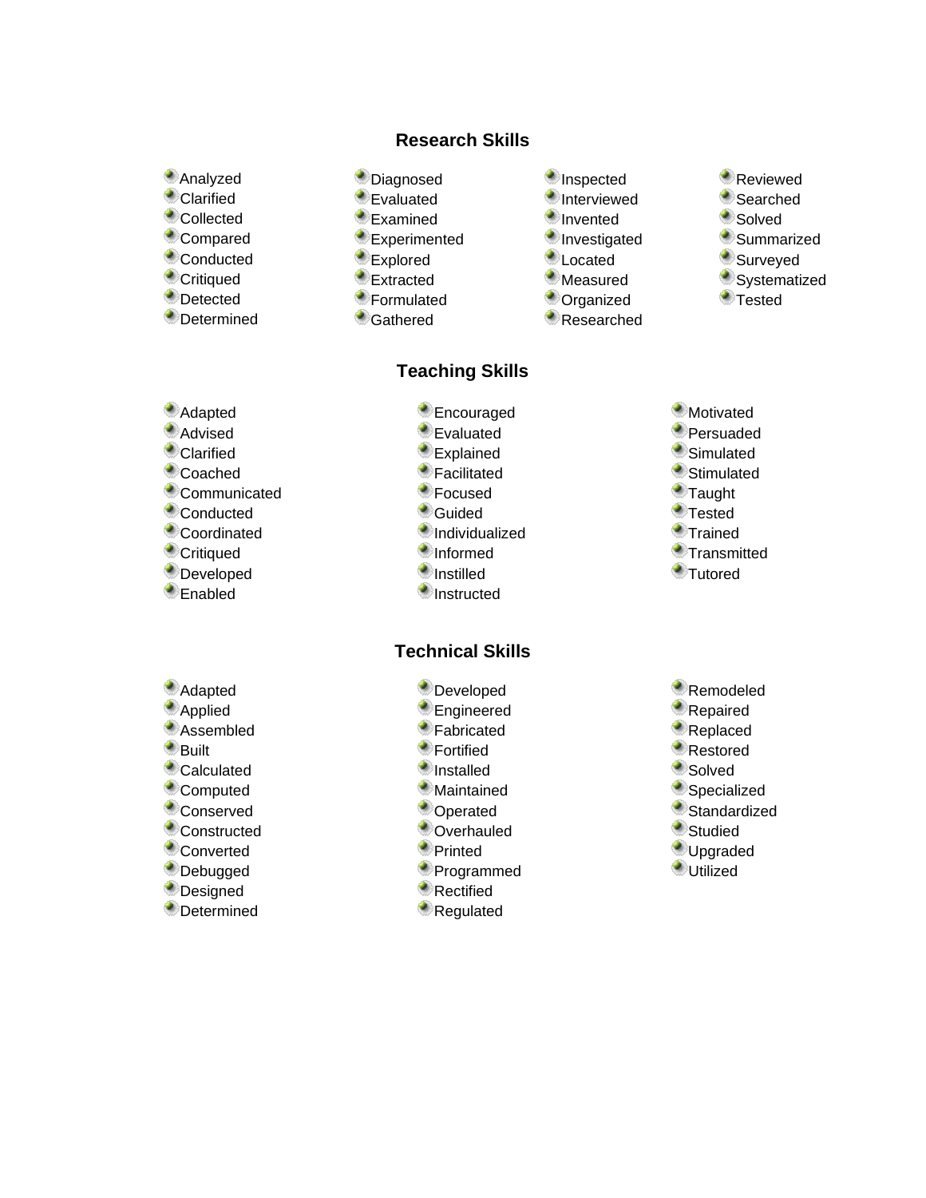## Research Skills

- Analyzed
- Clarified
- Collected
- Compared
- Conducted
- Critiqued
- Detected
- Determined
- Diagnosed
- Evaluated
- Examined
- Experimented
- Explored
- Extracted
- Formulated
- Gathered
- Inspected
- Interviewed
- Invented
- Investigated
- Located
- Measured
- Organized
- Researched
- Reviewed
- Searched
- Solved
- Summarized
- Surveyed
- Systematized
- Tested

## Teaching Skills

- Adapted
- Advised
- Clarified
- Coached
- Communicated
- Conducted
- Coordinated
- Critiqued
- Developed
- Enabled
- Encouraged
- Evaluated
- Explained
- Facilitated
- Focused
- Guided
- Individualized
- Informed
- Instilled
- Instructed
- Motivated
- Persuaded
- Simulated
- Stimulated
- Taught
- Tested
- Trained
- Transmitted
- Tutored

## Technical Skills

- Adapted
- Applied
- Assembled
- Built
- Calculated
- Computed
- Conserved
- Constructed
- Converted
- Debugged
- Designed
- Determined
- Developed
- Engineered
- Fabricated
- Fortified
- Installed
- Maintained
- Operated
- Overhauled
- Printed
- Programmed
- Rectified
- Regulated
- Remodeled
- Repaired
- Replaced
- Restored
- Solved
- Specialized
- Standardized
- Studied
- Upgraded
- Utilized